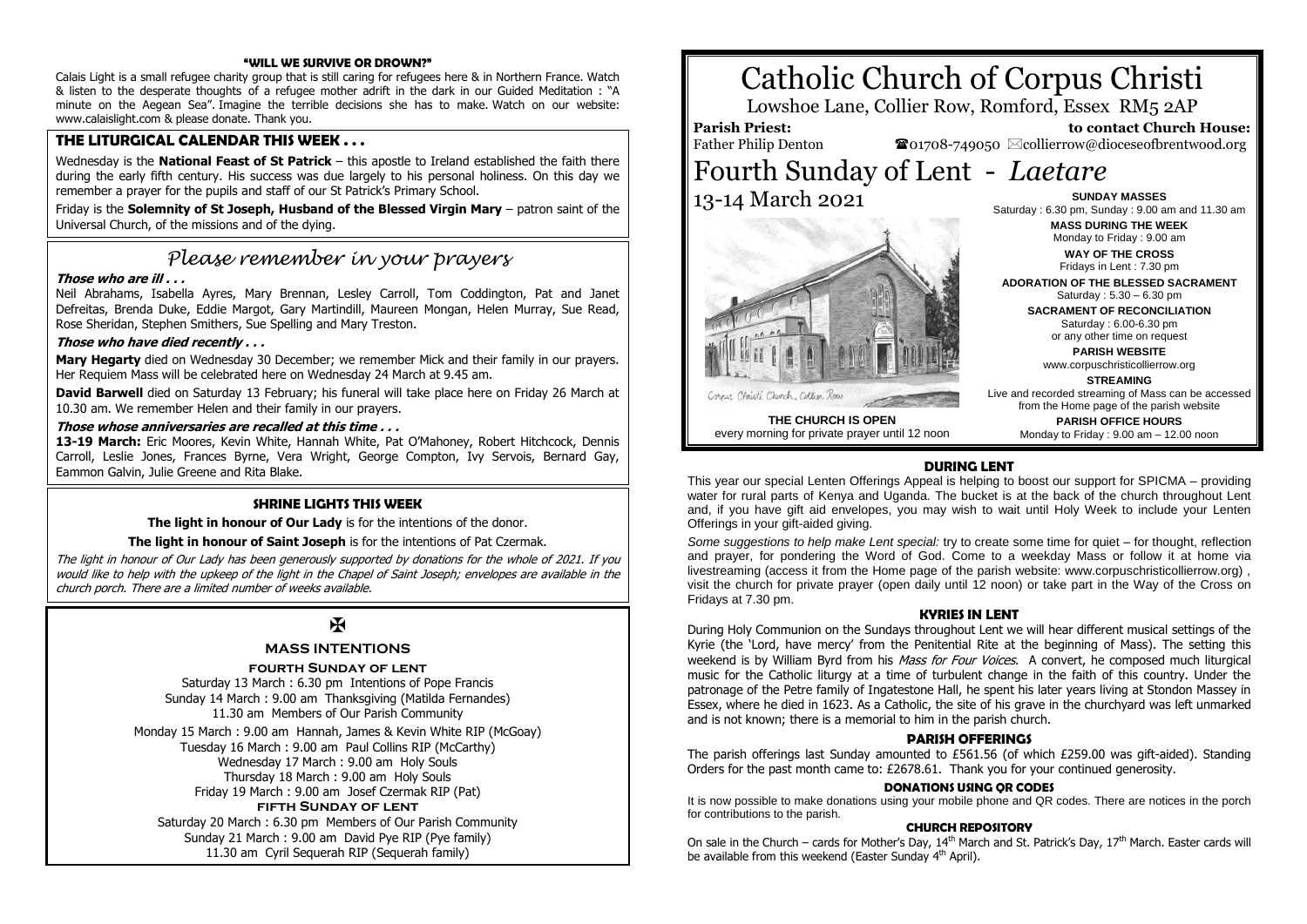# Catholic Church of Corpus Christi

Lowshoe Lane, Collier Row, Romford, Essex RM5 2AP

**Parish Priest:** Father Philip Denton

**to contact Church House:** ☎01708-749050 ✉collierrow@dioceseofbrentwood.org

# Fourth Sunday of Lent - *Laetare*

13-14 March 2021

**THE CHURCH IS OPEN**
every morning for private prayer until 12 noon

**SUNDAY MASSES**
Saturday : 6.30 pm, Sunday : 9.00 am and 11.30 am

**MASS DURING THE WEEK**
Monday to Friday : 9.00 am

**WAY OF THE CROSS**
Fridays in Lent : 7.30 pm

**ADORATION OF THE BLESSED SACRAMENT**
Saturday : 5.30 – 6.30 pm

**SACRAMENT OF RECONCILIATION**
Saturday : 6.00-6.30 pm
or any other time on request

**PARISH WEBSITE**
www.corpuschristicollierrow.org

**STREAMING**
Live and recorded streaming of Mass can be accessed from the Home page of the parish website

**PARISH OFFICE HOURS**
Monday to Friday : 9.00 am – 12.00 noon

## "WILL WE SURVIVE OR DROWN?"

Calais Light is a small refugee charity group that is still caring for refugees here & in Northern France. Watch & listen to the desperate thoughts of a refugee mother adrift in the dark in our Guided Meditation : "A minute on the Aegean Sea". Imagine the terrible decisions she has to make. Watch on our website: www.calaislight.com & please donate. Thank you.

## THE LITURGICAL CALENDAR THIS WEEK . . .

Wednesday is the **National Feast of St Patrick** – this apostle to Ireland established the faith there during the early fifth century. His success was due largely to his personal holiness. On this day we remember a prayer for the pupils and staff of our St Patrick's Primary School.

Friday is the **Solemnity of St Joseph, Husband of the Blessed Virgin Mary** – patron saint of the Universal Church, of the missions and of the dying.

## *Please remember in your prayers*

***Those who are ill . . .***

Neil Abrahams, Isabella Ayres, Mary Brennan, Lesley Carroll, Tom Coddington, Pat and Janet Defreitas, Brenda Duke, Eddie Margot, Gary Martindill, Maureen Mongan, Helen Murray, Sue Read, Rose Sheridan, Stephen Smithers, Sue Spelling and Mary Treston.

***Those who have died recently . . .***

**Mary Hegarty** died on Wednesday 30 December; we remember Mick and their family in our prayers. Her Requiem Mass will be celebrated here on Wednesday 24 March at 9.45 am.

**David Barwell** died on Saturday 13 February; his funeral will take place here on Friday 26 March at 10.30 am. We remember Helen and their family in our prayers.

***Those whose anniversaries are recalled at this time . . .***

**13-19 March:** Eric Moores, Kevin White, Hannah White, Pat O'Mahoney, Robert Hitchcock, Dennis Carroll, Leslie Jones, Frances Byrne, Vera Wright, George Compton, Ivy Servois, Bernard Gay, Eammon Galvin, Julie Greene and Rita Blake.

## SHRINE LIGHTS THIS WEEK

**The light in honour of Our Lady** is for the intentions of the donor.

**The light in honour of Saint Joseph** is for the intentions of Pat Czermak.

*The light in honour of Our Lady has been generously supported by donations for the whole of 2021. If you would like to help with the upkeep of the light in the Chapel of Saint Joseph; envelopes are available in the church porch. There are a limited number of weeks available.*

✠

## MASS INTENTIONS

### FOURTH SUNDAY OF LENT

Saturday 13 March : 6.30 pm Intentions of Pope Francis
Sunday 14 March : 9.00 am Thanksgiving (Matilda Fernandes)
11.30 am Members of Our Parish Community

Monday 15 March : 9.00 am Hannah, James & Kevin White RIP (McGoay)
Tuesday 16 March : 9.00 am Paul Collins RIP (McCarthy)
Wednesday 17 March : 9.00 am Holy Souls
Thursday 18 March : 9.00 am Holy Souls
Friday 19 March : 9.00 am Josef Czermak RIP (Pat)

### FIFTH SUNDAY OF LENT

Saturday 20 March : 6.30 pm Members of Our Parish Community
Sunday 21 March : 9.00 am David Pye RIP (Pye family)
11.30 am Cyril Sequerah RIP (Sequerah family)

## DURING LENT

This year our special Lenten Offerings Appeal is helping to boost our support for SPICMA – providing water for rural parts of Kenya and Uganda. The bucket is at the back of the church throughout Lent and, if you have gift aid envelopes, you may wish to wait until Holy Week to include your Lenten Offerings in your gift-aided giving.

*Some suggestions to help make Lent special:* try to create some time for quiet – for thought, reflection and prayer, for pondering the Word of God. Come to a weekday Mass or follow it at home via livestreaming (access it from the Home page of the parish website: www.corpuschristicollierrow.org) , visit the church for private prayer (open daily until 12 noon) or take part in the Way of the Cross on Fridays at 7.30 pm.

## KYRIES IN LENT

During Holy Communion on the Sundays throughout Lent we will hear different musical settings of the Kyrie (the 'Lord, have mercy' from the Penitential Rite at the beginning of Mass). The setting this weekend is by William Byrd from his *Mass for Four Voices*. A convert, he composed much liturgical music for the Catholic liturgy at a time of turbulent change in the faith of this country. Under the patronage of the Petre family of Ingatestone Hall, he spent his later years living at Stondon Massey in Essex, where he died in 1623. As a Catholic, the site of his grave in the churchyard was left unmarked and is not known; there is a memorial to him in the parish church.

## PARISH OFFERINGS

The parish offerings last Sunday amounted to £561.56 (of which £259.00 was gift-aided). Standing Orders for the past month came to: £2678.61. Thank you for your continued generosity.

## DONATIONS USING QR CODES

It is now possible to make donations using your mobile phone and QR codes. There are notices in the porch for contributions to the parish.

## CHURCH REPOSITORY

On sale in the Church – cards for Mother's Day, 14th March and St. Patrick's Day, 17th March. Easter cards will be available from this weekend (Easter Sunday 4th April).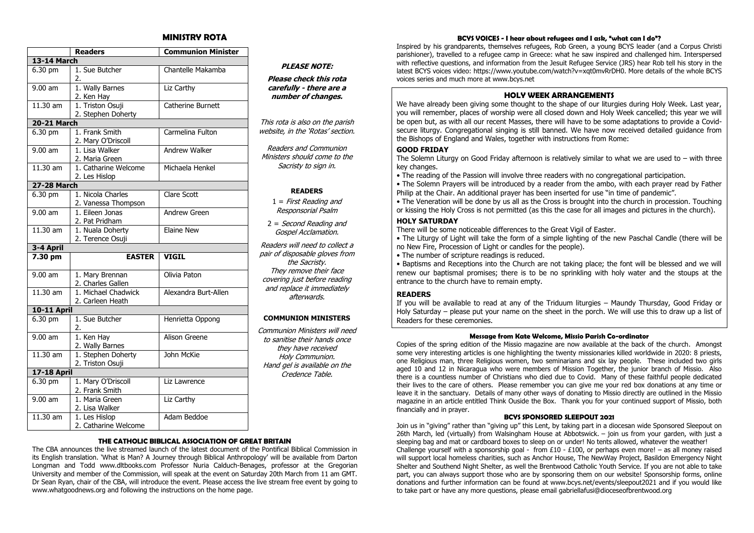## MINISTRY ROTA

| | Readers | Communion Minister |
|---|---|---|
| **13-14 March** | | |
| 6.30 pm | 1. Sue Butcher<br>2. | Chantelle Makamba |
| 9.00 am | 1. Wally Barnes<br>2. Ken Hay | Liz Carthy |
| 11.30 am | 1. Triston Osuji<br>2. Stephen Doherty | Catherine Burnett |
| **20-21 March** | | |
| 6.30 pm | 1. Frank Smith<br>2. Mary O'Driscoll | Carmelina Fulton |
| 9.00 am | 1. Lisa Walker<br>2. Maria Green | Andrew Walker |
| 11.30 am | 1. Catharine Welcome<br>2. Les Hislop | Michaela Henkel |
| **27-28 March** | | |
| 6.30 pm | 1. Nicola Charles<br>2. Vanessa Thompson | Clare Scott |
| 9.00 am | 1. Eileen Jonas<br>2. Pat Pridham | Andrew Green |
| 11.30 am | 1. Nuala Doherty<br>2. Terence Osuji | Elaine New |
| **3-4 April** | | |
| **7.30 pm** | **EASTER** | **VIGIL** |
| 9.00 am | 1. Mary Brennan<br>2. Charles Gallen | Olivia Paton |
| 11.30 am | 1. Michael Chadwick<br>2. Carleen Heath | Alexandra Burt-Allen |
| **10-11 April** | | |
| 6.30 pm | 1. Sue Butcher<br>2. | Henrietta Oppong |
| 9.00 am | 1. Ken Hay<br>2. Wally Barnes | Alison Greene |
| 11.30 am | 1. Stephen Doherty<br>2. Triston Osuji | John McKie |
| **17-18 April** | | |
| 6.30 pm | 1. Mary O'Driscoll<br>2. Frank Smith | Liz Lawrence |
| 9.00 am | 1. Maria Green<br>2. Lisa Walker | Liz Carthy |
| 11.30 am | 1. Les Hislop<br>2. Catharine Welcome | Adam Beddoe |

***PLEASE NOTE:***

***Please check this rota carefully - there are a number of changes.***

*This rota is also on the parish website, in the 'Rotas' section.*

*Readers and Communion Ministers should come to the Sacristy to sign in.*

**READERS**

1 = *First Reading and Responsorial Psalm*

2 = *Second Reading and Gospel Acclamation.*

*Readers will need to collect a pair of disposable gloves from the Sacristy. They remove their face covering just before reading and replace it immediately afterwards.*

**COMMUNION MINISTERS**

*Communion Ministers will need to sanitise their hands once they have received Holy Communion. Hand gel is available on the Credence Table.*

### THE CATHOLIC BIBLICAL ASSOCIATION OF GREAT BRITAIN

The CBA announces the live streamed launch of the latest document of the Pontifical Biblical Commission in its English translation. 'What is Man? A Journey through Biblical Anthropology' will be available from Darton Longman and Todd www.dltbooks.com Professor Nuria Calduch-Benages, professor at the Gregorian University and member of the Commission, will speak at the event on Saturday 20th March from 11 am GMT. Dr Sean Ryan, chair of the CBA, will introduce the event. Please access the live stream free event by going to www.whatgoodnews.org and following the instructions on the home page.

### BCYS VOICES - I hear about refugees and I ask, "what can I do"?

Inspired by his grandparents, themselves refugees, Rob Green, a young BCYS leader (and a Corpus Christi parishioner), travelled to a refugee camp in Greece: what he saw inspired and challenged him. Interspersed with reflective questions, and information from the Jesuit Refugee Service (JRS) hear Rob tell his story in the latest BCYS voices video: https://www.youtube.com/watch?v=xqt0mvRrDH0. More details of the whole BCYS voices series and much more at www.bcys.net

## HOLY WEEK ARRANGEMENTS

We have already been giving some thought to the shape of our liturgies during Holy Week. Last year, you will remember, places of worship were all closed down and Holy Week cancelled; this year we will be open but, as with all our recent Masses, there will have to be some adaptations to provide a Covid-secure liturgy. Congregational singing is still banned. We have now received detailed guidance from the Bishops of England and Wales, together with instructions from Rome:

### GOOD FRIDAY

The Solemn Liturgy on Good Friday afternoon is relatively similar to what we are used to – with three key changes.

- The reading of the Passion will involve three readers with no congregational participation.
- The Solemn Prayers will be introduced by a reader from the ambo, with each prayer read by Father Philip at the Chair. An additional prayer has been inserted for use "in time of pandemic".
- The Veneration will be done by us all as the Cross is brought into the church in procession. Touching or kissing the Holy Cross is not permitted (as this the case for all images and pictures in the church).

### HOLY SATURDAY

There will be some noticeable differences to the Great Vigil of Easter.

- The Liturgy of Light will take the form of a simple lighting of the new Paschal Candle (there will be no New Fire, Procession of Light or candles for the people).
- The number of scripture readings is reduced.
- Baptisms and Receptions into the Church are not taking place; the font will be blessed and we will renew our baptismal promises; there is to be no sprinkling with holy water and the stoups at the entrance to the church have to remain empty.

### READERS

If you will be available to read at any of the Triduum liturgies – Maundy Thursday, Good Friday or Holy Saturday – please put your name on the sheet in the porch. We will use this to draw up a list of Readers for these ceremonies.

### Message from Kate Welcome, Missio Parish Co-ordinator

Copies of the spring edition of the Missio magazine are now available at the back of the church. Amongst some very interesting articles is one highlighting the twenty missionaries killed worldwide in 2020: 8 priests, one Religious man, three Religious women, two seminarians and six lay people. These included two girls aged 10 and 12 in Nicaragua who were members of Mission Together, the junior branch of Missio. Also there is a countless number of Christians who died due to Covid. Many of these faithful people dedicated their lives to the care of others. Please remember you can give me your red box donations at any time or leave it in the sanctuary. Details of many other ways of donating to Missio directly are outlined in the Missio magazine in an article entitled Think Ouside the Box. Thank you for your continued support of Missio, both financially and in prayer.

### BCYS SPONSORED SLEEPOUT 2021

Join us in "giving" rather than "giving up" this Lent, by taking part in a diocesan wide Sponsored Sleepout on 26th March, led (virtually) from Walsingham House at Abbotswick. – join us from your garden, with just a sleeping bag and mat or cardboard boxes to sleep on or under! No tents allowed, whatever the weather! Challenge yourself with a sponsorship goal - from £10 - £100, or perhaps even more! – as all money raised will support local homeless charities, such as Anchor House, The NewWay Project, Basildon Emergency Night Shelter and Southend Night Shelter, as well the Brentwood Catholic Youth Service. If you are not able to take part, you can always support those who are by sponsoring them on our website! Sponsorship forms, online donations and further information can be found at www.bcys.net/events/sleepout2021 and if you would like to take part or have any more questions, please email gabriellafusi@dioceseofbrentwood.org